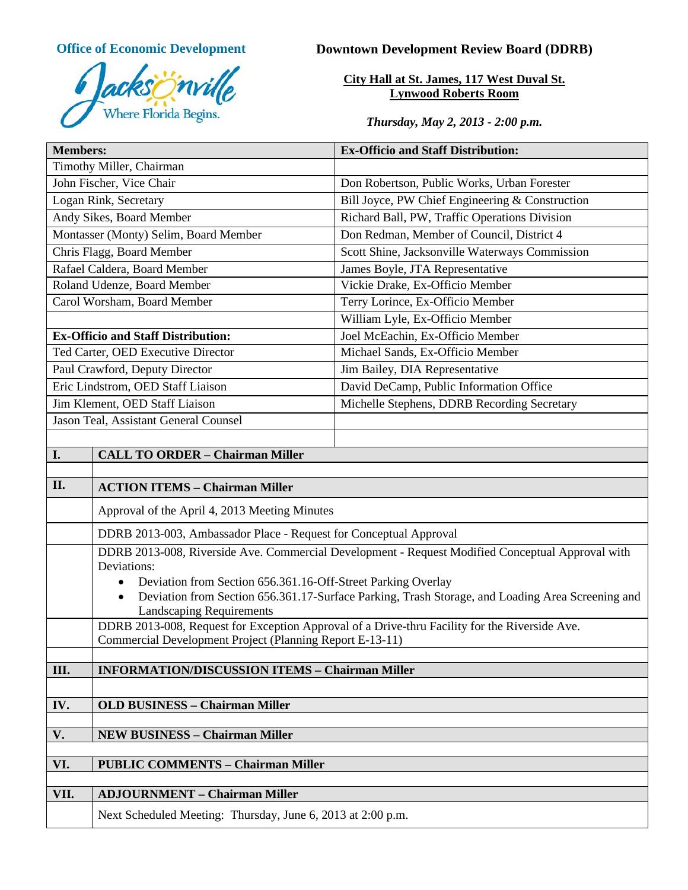**Office of Economic Development**

Jacksonville — Where Florida Begins.

# Downtown Development Review Board (DDRB)

**City Hall at St. James, 117 West Duval St.**
**Lynwood Roberts Room**

***Thursday, May 2, 2013 - 2:00 p.m.***

| **Members:** | **Ex-Officio and Staff Distribution:** |
|---|---|
| Timothy Miller, Chairman | |
| John Fischer, Vice Chair | Don Robertson, Public Works, Urban Forester |
| Logan Rink, Secretary | Bill Joyce, PW Chief Engineering & Construction |
| Andy Sikes, Board Member | Richard Ball, PW, Traffic Operations Division |
| Montasser (Monty) Selim, Board Member | Don Redman, Member of Council, District 4 |
| Chris Flagg, Board Member | Scott Shine, Jacksonville Waterways Commission |
| Rafael Caldera, Board Member | James Boyle, JTA Representative |
| Roland Udenze, Board Member | Vickie Drake, Ex-Officio Member |
| Carol Worsham, Board Member | Terry Lorince, Ex-Officio Member |
| | William Lyle, Ex-Officio Member |
| **Ex-Officio and Staff Distribution:** | Joel McEachin, Ex-Officio Member |
| Ted Carter, OED Executive Director | Michael Sands, Ex-Officio Member |
| Paul Crawford, Deputy Director | Jim Bailey, DIA Representative |
| Eric Lindstrom, OED Staff Liaison | David DeCamp, Public Information Office |
| Jim Klement, OED Staff Liaison | Michelle Stephens, DDRB Recording Secretary |
| Jason Teal, Assistant General Counsel | |

| | |
|---|---|
| **I.** | **CALL TO ORDER – Chairman Miller** |
| **II.** | **ACTION ITEMS – Chairman Miller** |
| | Approval of the April 4, 2013 Meeting Minutes |
| | DDRB 2013-003, Ambassador Place - Request for Conceptual Approval |
| | DDRB 2013-008, Riverside Ave. Commercial Development - Request Modified Conceptual Approval with Deviations:<br>• Deviation from Section 656.361.16-Off-Street Parking Overlay<br>• Deviation from Section 656.361.17-Surface Parking, Trash Storage, and Loading Area Screening and Landscaping Requirements |
| | DDRB 2013-008, Request for Exception Approval of a Drive-thru Facility for the Riverside Ave. Commercial Development Project (Planning Report E-13-11) |
| **III.** | **INFORMATION/DISCUSSION ITEMS – Chairman Miller** |
| **IV.** | **OLD BUSINESS – Chairman Miller** |
| **V.** | **NEW BUSINESS – Chairman Miller** |
| **VI.** | **PUBLIC COMMENTS – Chairman Miller** |
| **VII.** | **ADJOURNMENT – Chairman Miller** |
| | Next Scheduled Meeting: Thursday, June 6, 2013 at 2:00 p.m. |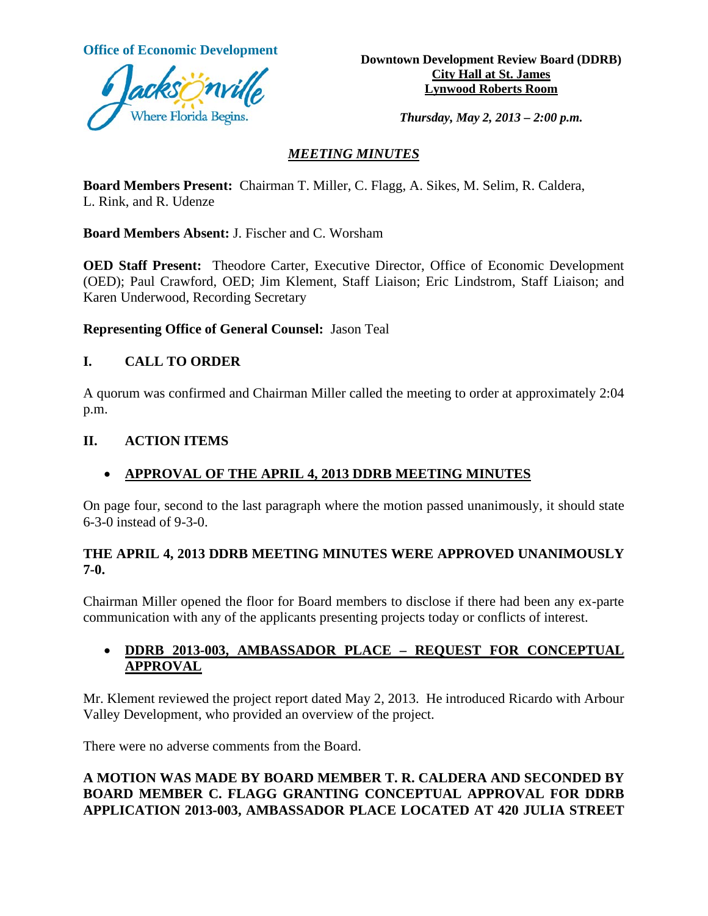**Office of Economic Development**

**Downtown Development Review Board (DDRB)**
**City Hall at St. James**
**Lynwood Roberts Room**

***Thursday, May 2, 2013 – 2:00 p.m.***

## *MEETING MINUTES*

**Board Members Present:** Chairman T. Miller, C. Flagg, A. Sikes, M. Selim, R. Caldera, L. Rink, and R. Udenze

**Board Members Absent:** J. Fischer and C. Worsham

**OED Staff Present:** Theodore Carter, Executive Director, Office of Economic Development (OED); Paul Crawford, OED; Jim Klement, Staff Liaison; Eric Lindstrom, Staff Liaison; and Karen Underwood, Recording Secretary

**Representing Office of General Counsel:** Jason Teal

## I. CALL TO ORDER

A quorum was confirmed and Chairman Miller called the meeting to order at approximately 2:04 p.m.

## II. ACTION ITEMS

- **APPROVAL OF THE APRIL 4, 2013 DDRB MEETING MINUTES**

On page four, second to the last paragraph where the motion passed unanimously, it should state 6-3-0 instead of 9-3-0.

**THE APRIL 4, 2013 DDRB MEETING MINUTES WERE APPROVED UNANIMOUSLY 7-0.**

Chairman Miller opened the floor for Board members to disclose if there had been any ex-parte communication with any of the applicants presenting projects today or conflicts of interest.

- **DDRB 2013-003, AMBASSADOR PLACE – REQUEST FOR CONCEPTUAL APPROVAL**

Mr. Klement reviewed the project report dated May 2, 2013. He introduced Ricardo with Arbour Valley Development, who provided an overview of the project.

There were no adverse comments from the Board.

**A MOTION WAS MADE BY BOARD MEMBER T. R. CALDERA AND SECONDED BY BOARD MEMBER C. FLAGG GRANTING CONCEPTUAL APPROVAL FOR DDRB APPLICATION 2013-003, AMBASSADOR PLACE LOCATED AT 420 JULIA STREET**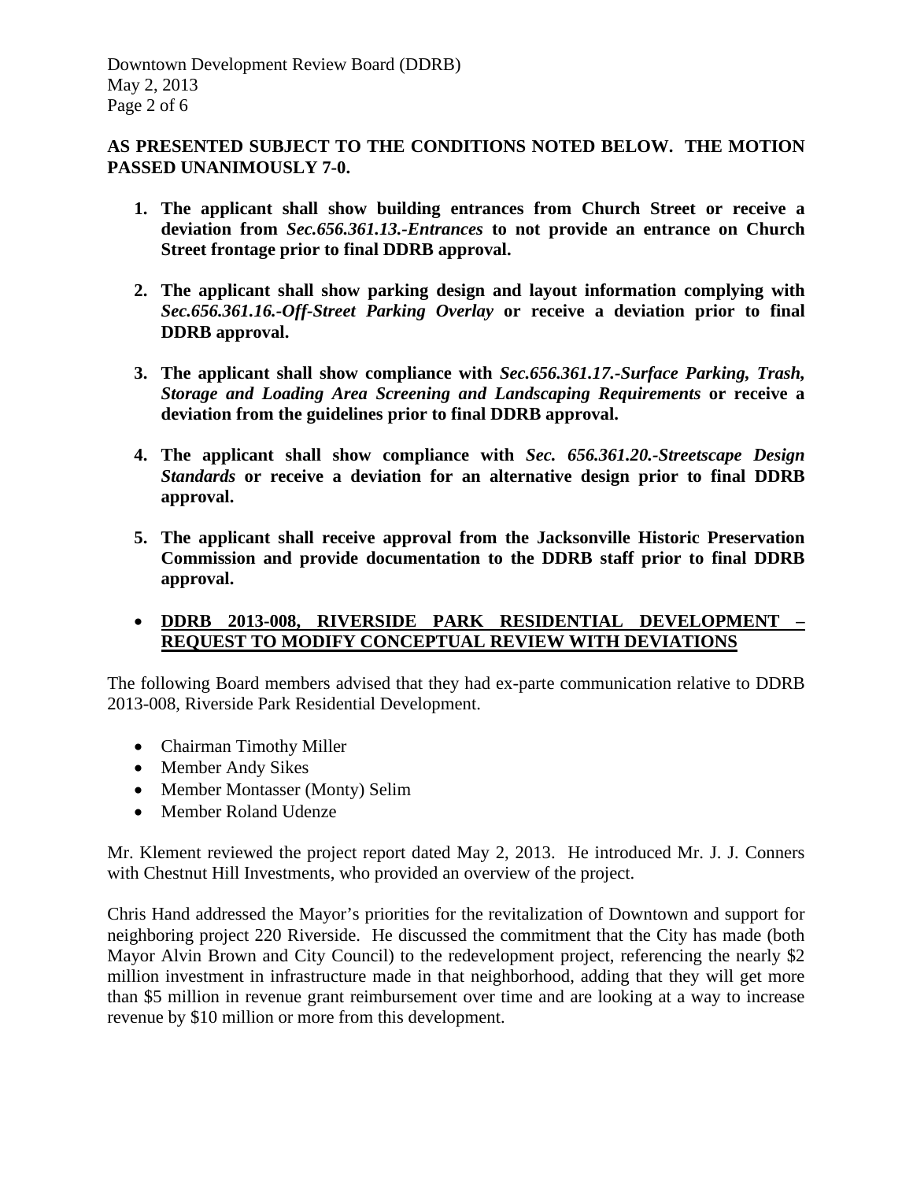**AS PRESENTED SUBJECT TO THE CONDITIONS NOTED BELOW. THE MOTION PASSED UNANIMOUSLY 7-0.**

1. **The applicant shall show building entrances from Church Street or receive a deviation from *Sec.656.361.13.-Entrances* to not provide an entrance on Church Street frontage prior to final DDRB approval.**

2. **The applicant shall show parking design and layout information complying with *Sec.656.361.16.-Off-Street Parking Overlay* or receive a deviation prior to final DDRB approval.**

3. **The applicant shall show compliance with *Sec.656.361.17.-Surface Parking, Trash, Storage and Loading Area Screening and Landscaping Requirements* or receive a deviation from the guidelines prior to final DDRB approval.**

4. **The applicant shall show compliance with *Sec. 656.361.20.-Streetscape Design Standards* or receive a deviation for an alternative design prior to final DDRB approval.**

5. **The applicant shall receive approval from the Jacksonville Historic Preservation Commission and provide documentation to the DDRB staff prior to final DDRB approval.**

- **<u>DDRB 2013-008, RIVERSIDE PARK RESIDENTIAL DEVELOPMENT – REQUEST TO MODIFY CONCEPTUAL REVIEW WITH DEVIATIONS</u>**

The following Board members advised that they had ex-parte communication relative to DDRB 2013-008, Riverside Park Residential Development.

- Chairman Timothy Miller
- Member Andy Sikes
- Member Montasser (Monty) Selim
- Member Roland Udenze

Mr. Klement reviewed the project report dated May 2, 2013. He introduced Mr. J. J. Conners with Chestnut Hill Investments, who provided an overview of the project.

Chris Hand addressed the Mayor's priorities for the revitalization of Downtown and support for neighboring project 220 Riverside. He discussed the commitment that the City has made (both Mayor Alvin Brown and City Council) to the redevelopment project, referencing the nearly $2 million investment in infrastructure made in that neighborhood, adding that they will get more than $5 million in revenue grant reimbursement over time and are looking at a way to increase revenue by $10 million or more from this development.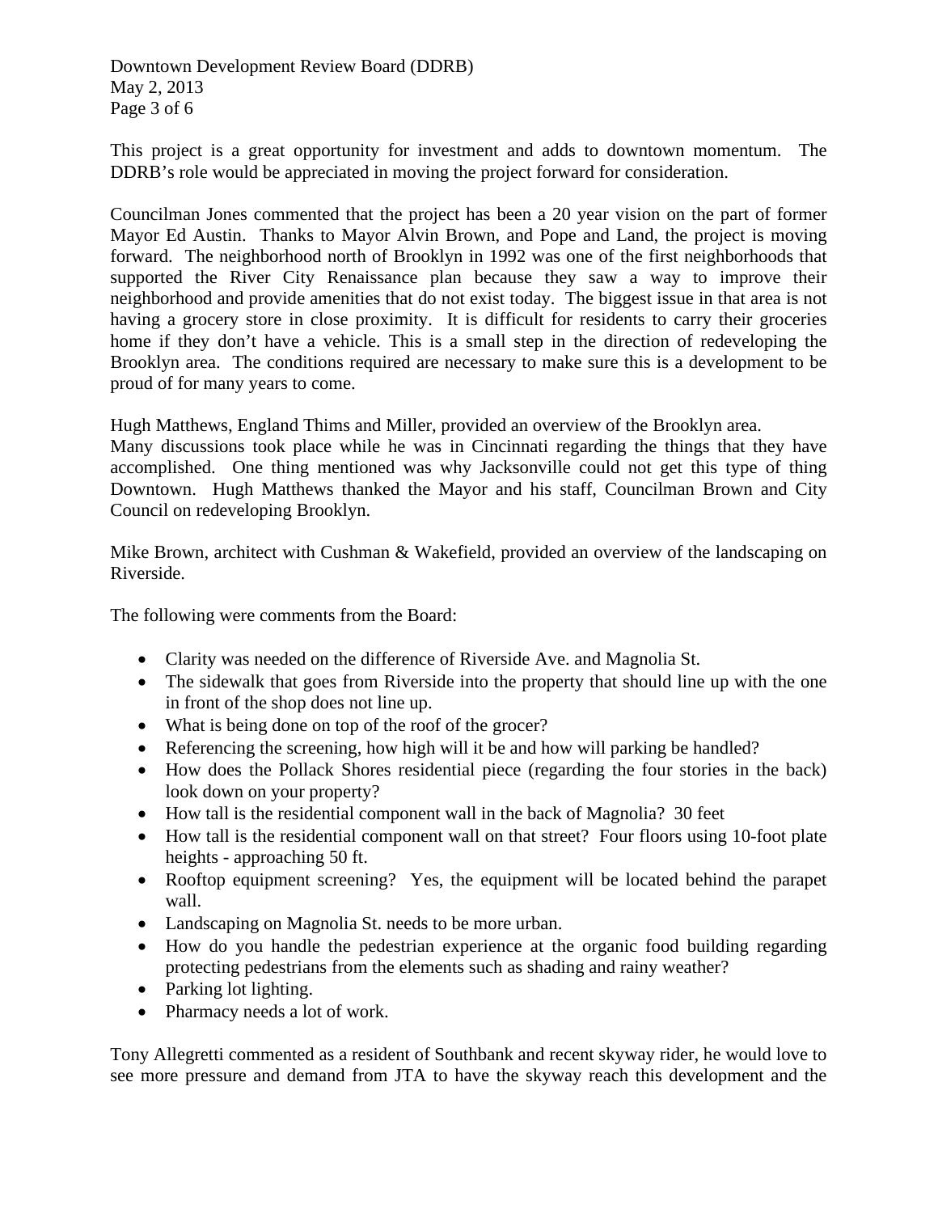This project is a great opportunity for investment and adds to downtown momentum. The DDRB's role would be appreciated in moving the project forward for consideration.

Councilman Jones commented that the project has been a 20 year vision on the part of former Mayor Ed Austin. Thanks to Mayor Alvin Brown, and Pope and Land, the project is moving forward. The neighborhood north of Brooklyn in 1992 was one of the first neighborhoods that supported the River City Renaissance plan because they saw a way to improve their neighborhood and provide amenities that do not exist today. The biggest issue in that area is not having a grocery store in close proximity. It is difficult for residents to carry their groceries home if they don't have a vehicle. This is a small step in the direction of redeveloping the Brooklyn area. The conditions required are necessary to make sure this is a development to be proud of for many years to come.

Hugh Matthews, England Thims and Miller, provided an overview of the Brooklyn area. Many discussions took place while he was in Cincinnati regarding the things that they have accomplished. One thing mentioned was why Jacksonville could not get this type of thing Downtown. Hugh Matthews thanked the Mayor and his staff, Councilman Brown and City Council on redeveloping Brooklyn.

Mike Brown, architect with Cushman & Wakefield, provided an overview of the landscaping on Riverside.

The following were comments from the Board:

- Clarity was needed on the difference of Riverside Ave. and Magnolia St.
- The sidewalk that goes from Riverside into the property that should line up with the one in front of the shop does not line up.
- What is being done on top of the roof of the grocer?
- Referencing the screening, how high will it be and how will parking be handled?
- How does the Pollack Shores residential piece (regarding the four stories in the back) look down on your property?
- How tall is the residential component wall in the back of Magnolia? 30 feet
- How tall is the residential component wall on that street? Four floors using 10-foot plate heights - approaching 50 ft.
- Rooftop equipment screening? Yes, the equipment will be located behind the parapet wall.
- Landscaping on Magnolia St. needs to be more urban.
- How do you handle the pedestrian experience at the organic food building regarding protecting pedestrians from the elements such as shading and rainy weather?
- Parking lot lighting.
- Pharmacy needs a lot of work.

Tony Allegretti commented as a resident of Southbank and recent skyway rider, he would love to see more pressure and demand from JTA to have the skyway reach this development and the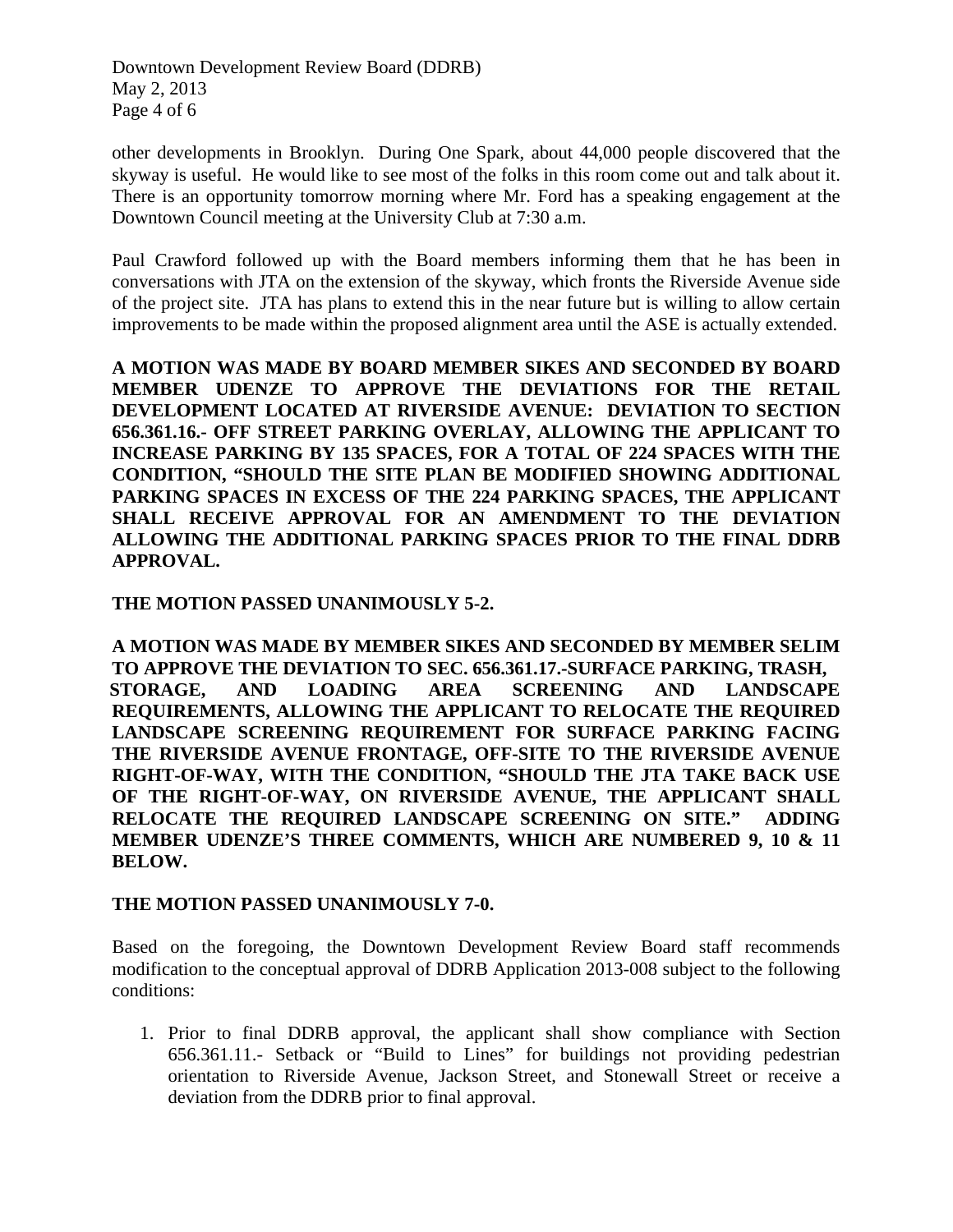other developments in Brooklyn. During One Spark, about 44,000 people discovered that the skyway is useful. He would like to see most of the folks in this room come out and talk about it. There is an opportunity tomorrow morning where Mr. Ford has a speaking engagement at the Downtown Council meeting at the University Club at 7:30 a.m.

Paul Crawford followed up with the Board members informing them that he has been in conversations with JTA on the extension of the skyway, which fronts the Riverside Avenue side of the project site. JTA has plans to extend this in the near future but is willing to allow certain improvements to be made within the proposed alignment area until the ASE is actually extended.

**A MOTION WAS MADE BY BOARD MEMBER SIKES AND SECONDED BY BOARD MEMBER UDENZE TO APPROVE THE DEVIATIONS FOR THE RETAIL DEVELOPMENT LOCATED AT RIVERSIDE AVENUE: DEVIATION TO SECTION 656.361.16.- OFF STREET PARKING OVERLAY, ALLOWING THE APPLICANT TO INCREASE PARKING BY 135 SPACES, FOR A TOTAL OF 224 SPACES WITH THE CONDITION, "SHOULD THE SITE PLAN BE MODIFIED SHOWING ADDITIONAL PARKING SPACES IN EXCESS OF THE 224 PARKING SPACES, THE APPLICANT SHALL RECEIVE APPROVAL FOR AN AMENDMENT TO THE DEVIATION ALLOWING THE ADDITIONAL PARKING SPACES PRIOR TO THE FINAL DDRB APPROVAL.**

**THE MOTION PASSED UNANIMOUSLY 5-2.**

**A MOTION WAS MADE BY MEMBER SIKES AND SECONDED BY MEMBER SELIM TO APPROVE THE DEVIATION TO SEC. 656.361.17.-SURFACE PARKING, TRASH, STORAGE, AND LOADING AREA SCREENING AND LANDSCAPE REQUIREMENTS, ALLOWING THE APPLICANT TO RELOCATE THE REQUIRED LANDSCAPE SCREENING REQUIREMENT FOR SURFACE PARKING FACING THE RIVERSIDE AVENUE FRONTAGE, OFF-SITE TO THE RIVERSIDE AVENUE RIGHT-OF-WAY, WITH THE CONDITION, "SHOULD THE JTA TAKE BACK USE OF THE RIGHT-OF-WAY, ON RIVERSIDE AVENUE, THE APPLICANT SHALL RELOCATE THE REQUIRED LANDSCAPE SCREENING ON SITE." ADDING MEMBER UDENZE'S THREE COMMENTS, WHICH ARE NUMBERED 9, 10 & 11 BELOW.**

**THE MOTION PASSED UNANIMOUSLY 7-0.**

Based on the foregoing, the Downtown Development Review Board staff recommends modification to the conceptual approval of DDRB Application 2013-008 subject to the following conditions:

1. Prior to final DDRB approval, the applicant shall show compliance with Section 656.361.11.- Setback or "Build to Lines" for buildings not providing pedestrian orientation to Riverside Avenue, Jackson Street, and Stonewall Street or receive a deviation from the DDRB prior to final approval.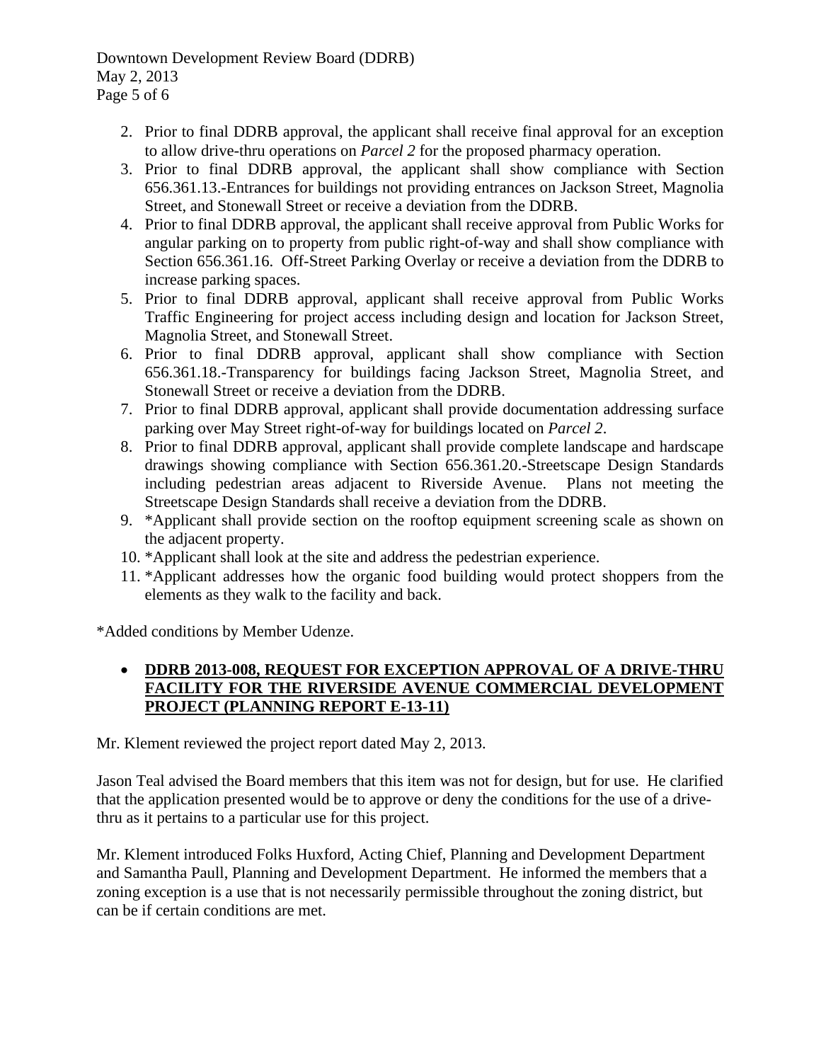2. Prior to final DDRB approval, the applicant shall receive final approval for an exception to allow drive-thru operations on *Parcel 2* for the proposed pharmacy operation.
3. Prior to final DDRB approval, the applicant shall show compliance with Section 656.361.13.-Entrances for buildings not providing entrances on Jackson Street, Magnolia Street, and Stonewall Street or receive a deviation from the DDRB.
4. Prior to final DDRB approval, the applicant shall receive approval from Public Works for angular parking on to property from public right-of-way and shall show compliance with Section 656.361.16. Off-Street Parking Overlay or receive a deviation from the DDRB to increase parking spaces.
5. Prior to final DDRB approval, applicant shall receive approval from Public Works Traffic Engineering for project access including design and location for Jackson Street, Magnolia Street, and Stonewall Street.
6. Prior to final DDRB approval, applicant shall show compliance with Section 656.361.18.-Transparency for buildings facing Jackson Street, Magnolia Street, and Stonewall Street or receive a deviation from the DDRB.
7. Prior to final DDRB approval, applicant shall provide documentation addressing surface parking over May Street right-of-way for buildings located on *Parcel 2*.
8. Prior to final DDRB approval, applicant shall provide complete landscape and hardscape drawings showing compliance with Section 656.361.20.-Streetscape Design Standards including pedestrian areas adjacent to Riverside Avenue. Plans not meeting the Streetscape Design Standards shall receive a deviation from the DDRB.
9. *Applicant shall provide section on the rooftop equipment screening scale as shown on the adjacent property.
10. *Applicant shall look at the site and address the pedestrian experience.
11. *Applicant addresses how the organic food building would protect shoppers from the elements as they walk to the facility and back.

*Added conditions by Member Udenze.

- **DDRB 2013-008, REQUEST FOR EXCEPTION APPROVAL OF A DRIVE-THRU FACILITY FOR THE RIVERSIDE AVENUE COMMERCIAL DEVELOPMENT PROJECT (PLANNING REPORT E-13-11)**

Mr. Klement reviewed the project report dated May 2, 2013.

Jason Teal advised the Board members that this item was not for design, but for use. He clarified that the application presented would be to approve or deny the conditions for the use of a drive-thru as it pertains to a particular use for this project.

Mr. Klement introduced Folks Huxford, Acting Chief, Planning and Development Department and Samantha Paull, Planning and Development Department. He informed the members that a zoning exception is a use that is not necessarily permissible throughout the zoning district, but can be if certain conditions are met.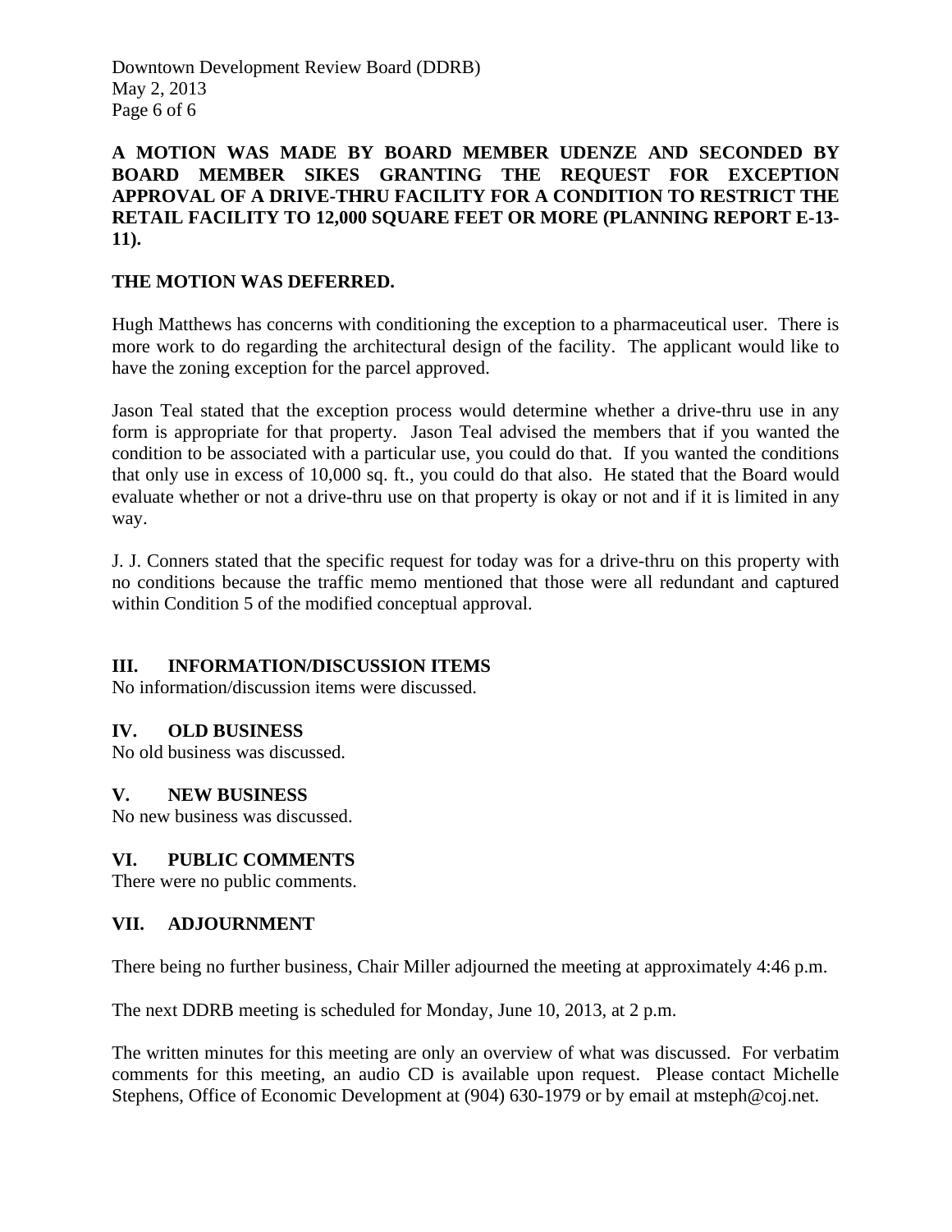**A MOTION WAS MADE BY BOARD MEMBER UDENZE AND SECONDED BY BOARD MEMBER SIKES GRANTING THE REQUEST FOR EXCEPTION APPROVAL OF A DRIVE-THRU FACILITY FOR A CONDITION TO RESTRICT THE RETAIL FACILITY TO 12,000 SQUARE FEET OR MORE (PLANNING REPORT E-13-11).**

**THE MOTION WAS DEFERRED.**

Hugh Matthews has concerns with conditioning the exception to a pharmaceutical user. There is more work to do regarding the architectural design of the facility. The applicant would like to have the zoning exception for the parcel approved.

Jason Teal stated that the exception process would determine whether a drive-thru use in any form is appropriate for that property. Jason Teal advised the members that if you wanted the condition to be associated with a particular use, you could do that. If you wanted the conditions that only use in excess of 10,000 sq. ft., you could do that also. He stated that the Board would evaluate whether or not a drive-thru use on that property is okay or not and if it is limited in any way.

J. J. Conners stated that the specific request for today was for a drive-thru on this property with no conditions because the traffic memo mentioned that those were all redundant and captured within Condition 5 of the modified conceptual approval.

## III. INFORMATION/DISCUSSION ITEMS

No information/discussion items were discussed.

## IV. OLD BUSINESS

No old business was discussed.

## V. NEW BUSINESS

No new business was discussed.

## VI. PUBLIC COMMENTS

There were no public comments.

## VII. ADJOURNMENT

There being no further business, Chair Miller adjourned the meeting at approximately 4:46 p.m.

The next DDRB meeting is scheduled for Monday, June 10, 2013, at 2 p.m.

The written minutes for this meeting are only an overview of what was discussed. For verbatim comments for this meeting, an audio CD is available upon request. Please contact Michelle Stephens, Office of Economic Development at (904) 630-1979 or by email at msteph@coj.net.